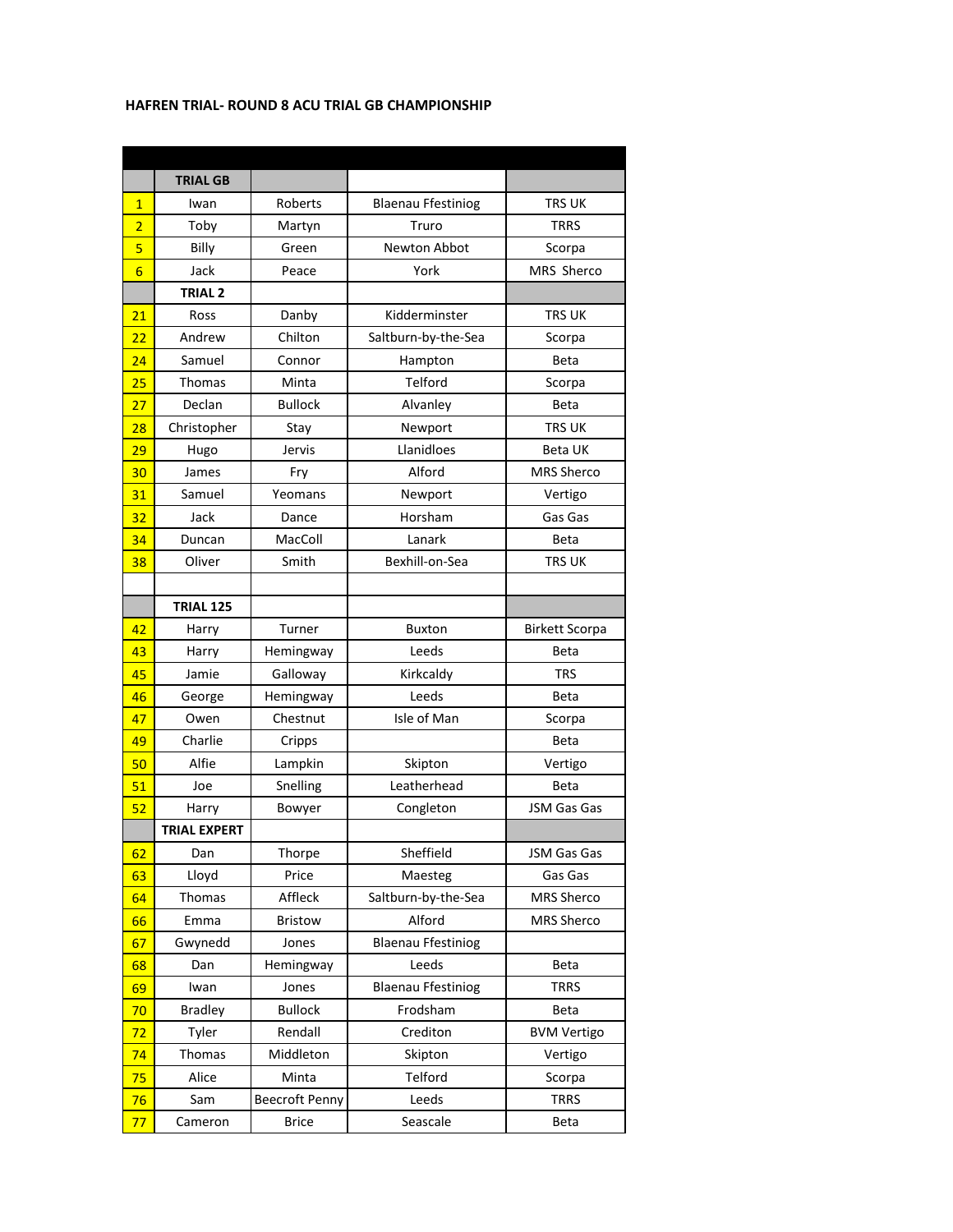**HAFREN TRIAL- ROUND 8 ACU TRIAL GB CHAMPIONSHIP**

| | | | | |
|---|---|---|---|---|
| | **TRIAL GB** | | | |
| 1 | Iwan | Roberts | Blaenau Ffestiniog | TRS UK |
| 2 | Toby | Martyn | Truro | TRRS |
| 5 | Billy | Green | Newton Abbot | Scorpa |
| 6 | Jack | Peace | York | MRS Sherco |
| | **TRIAL 2** | | | |
| 21 | Ross | Danby | Kidderminster | TRS UK |
| 22 | Andrew | Chilton | Saltburn-by-the-Sea | Scorpa |
| 24 | Samuel | Connor | Hampton | Beta |
| 25 | Thomas | Minta | Telford | Scorpa |
| 27 | Declan | Bullock | Alvanley | Beta |
| 28 | Christopher | Stay | Newport | TRS UK |
| 29 | Hugo | Jervis | Llanidloes | Beta UK |
| 30 | James | Fry | Alford | MRS Sherco |
| 31 | Samuel | Yeomans | Newport | Vertigo |
| 32 | Jack | Dance | Horsham | Gas Gas |
| 34 | Duncan | MacColl | Lanark | Beta |
| 38 | Oliver | Smith | Bexhill-on-Sea | TRS UK |
| | | | | |
| | **TRIAL 125** | | | |
| 42 | Harry | Turner | Buxton | Birkett Scorpa |
| 43 | Harry | Hemingway | Leeds | Beta |
| 45 | Jamie | Galloway | Kirkcaldy | TRS |
| 46 | George | Hemingway | Leeds | Beta |
| 47 | Owen | Chestnut | Isle of Man | Scorpa |
| 49 | Charlie | Cripps | | Beta |
| 50 | Alfie | Lampkin | Skipton | Vertigo |
| 51 | Joe | Snelling | Leatherhead | Beta |
| 52 | Harry | Bowyer | Congleton | JSM Gas Gas |
| | **TRIAL EXPERT** | | | |
| 62 | Dan | Thorpe | Sheffield | JSM Gas Gas |
| 63 | Lloyd | Price | Maesteg | Gas Gas |
| 64 | Thomas | Affleck | Saltburn-by-the-Sea | MRS Sherco |
| 66 | Emma | Bristow | Alford | MRS Sherco |
| 67 | Gwynedd | Jones | Blaenau Ffestiniog | |
| 68 | Dan | Hemingway | Leeds | Beta |
| 69 | Iwan | Jones | Blaenau Ffestiniog | TRRS |
| 70 | Bradley | Bullock | Frodsham | Beta |
| 72 | Tyler | Rendall | Crediton | BVM Vertigo |
| 74 | Thomas | Middleton | Skipton | Vertigo |
| 75 | Alice | Minta | Telford | Scorpa |
| 76 | Sam | Beecroft Penny | Leeds | TRRS |
| 77 | Cameron | Brice | Seascale | Beta |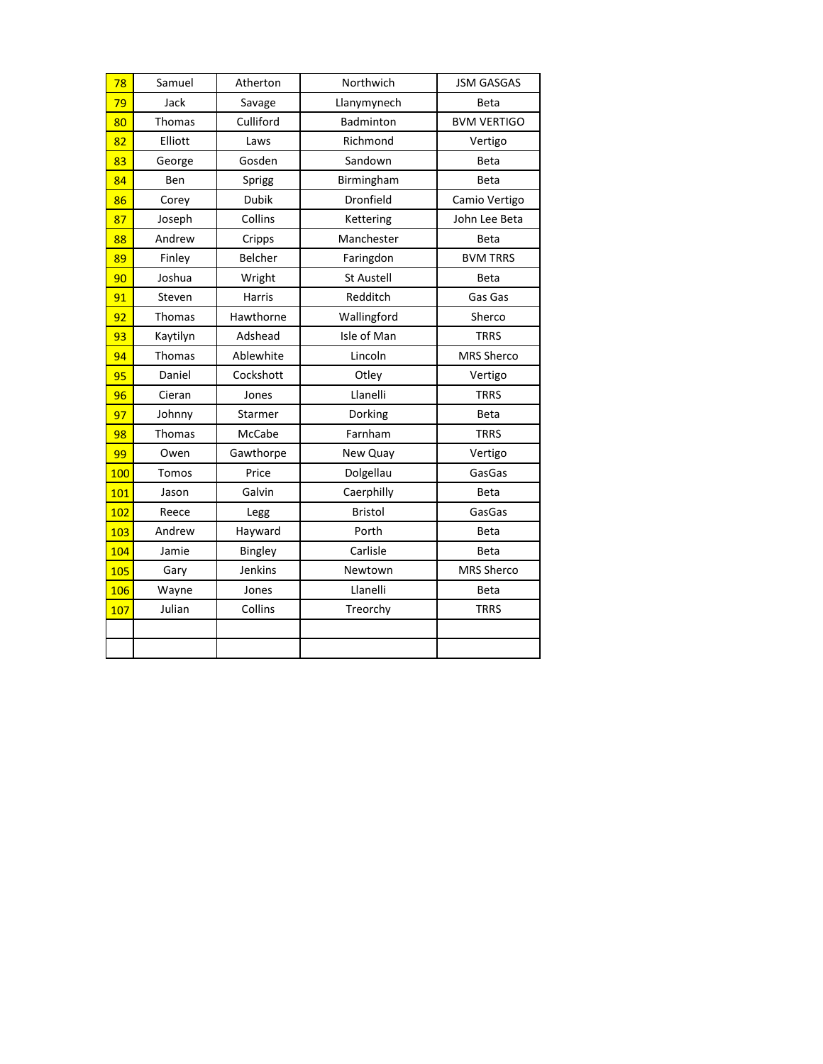| | | | | |
|---|---|---|---|---|
| 78 | Samuel | Atherton | Northwich | JSM GASGAS |
| 79 | Jack | Savage | Llanymynech | Beta |
| 80 | Thomas | Culliford | Badminton | BVM VERTIGO |
| 82 | Elliott | Laws | Richmond | Vertigo |
| 83 | George | Gosden | Sandown | Beta |
| 84 | Ben | Sprigg | Birmingham | Beta |
| 86 | Corey | Dubik | Dronfield | Camio Vertigo |
| 87 | Joseph | Collins | Kettering | John Lee Beta |
| 88 | Andrew | Cripps | Manchester | Beta |
| 89 | Finley | Belcher | Faringdon | BVM TRRS |
| 90 | Joshua | Wright | St Austell | Beta |
| 91 | Steven | Harris | Redditch | Gas Gas |
| 92 | Thomas | Hawthorne | Wallingford | Sherco |
| 93 | Kaytilyn | Adshead | Isle of Man | TRRS |
| 94 | Thomas | Ablewhite | Lincoln | MRS Sherco |
| 95 | Daniel | Cockshott | Otley | Vertigo |
| 96 | Cieran | Jones | Llanelli | TRRS |
| 97 | Johnny | Starmer | Dorking | Beta |
| 98 | Thomas | McCabe | Farnham | TRRS |
| 99 | Owen | Gawthorpe | New Quay | Vertigo |
| 100 | Tomos | Price | Dolgellau | GasGas |
| 101 | Jason | Galvin | Caerphilly | Beta |
| 102 | Reece | Legg | Bristol | GasGas |
| 103 | Andrew | Hayward | Porth | Beta |
| 104 | Jamie | Bingley | Carlisle | Beta |
| 105 | Gary | Jenkins | Newtown | MRS Sherco |
| 106 | Wayne | Jones | Llanelli | Beta |
| 107 | Julian | Collins | Treorchy | TRRS |
| | | | | |
| | | | | |